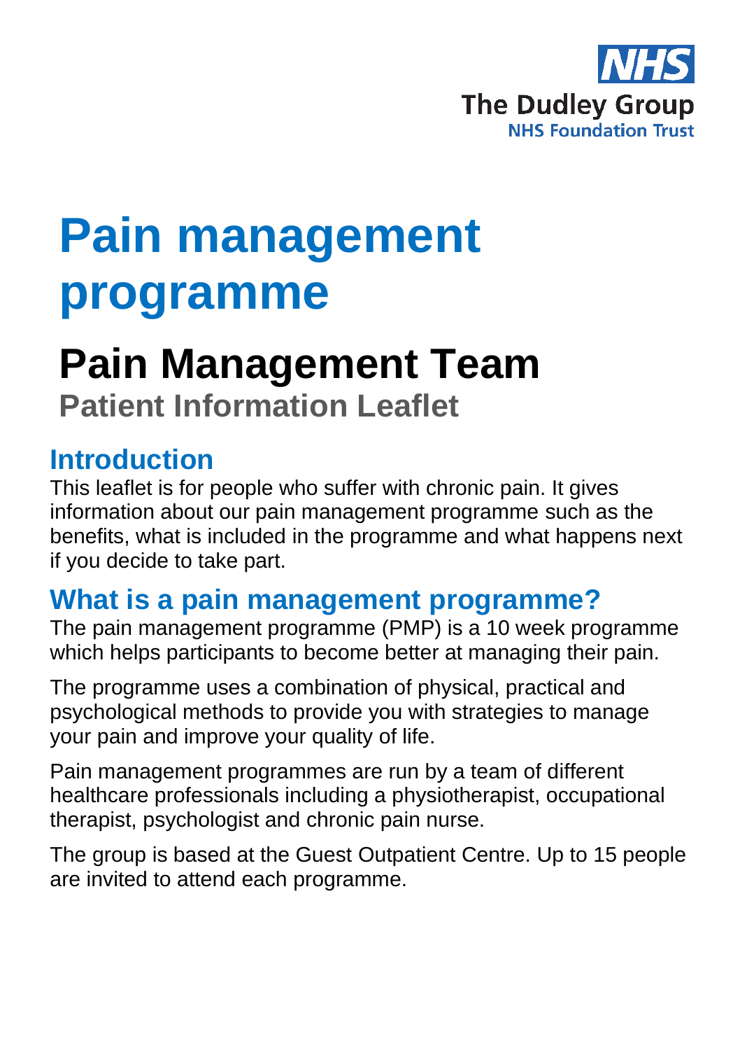NHS
The Dudley Group
NHS Foundation Trust

# Pain management programme

## Pain Management Team

**Patient Information Leaflet**

## Introduction

This leaflet is for people who suffer with chronic pain. It gives information about our pain management programme such as the benefits, what is included in the programme and what happens next if you decide to take part.

## What is a pain management programme?

The pain management programme (PMP) is a 10 week programme which helps participants to become better at managing their pain.

The programme uses a combination of physical, practical and psychological methods to provide you with strategies to manage your pain and improve your quality of life.

Pain management programmes are run by a team of different healthcare professionals including a physiotherapist, occupational therapist, psychologist and chronic pain nurse.

The group is based at the Guest Outpatient Centre. Up to 15 people are invited to attend each programme.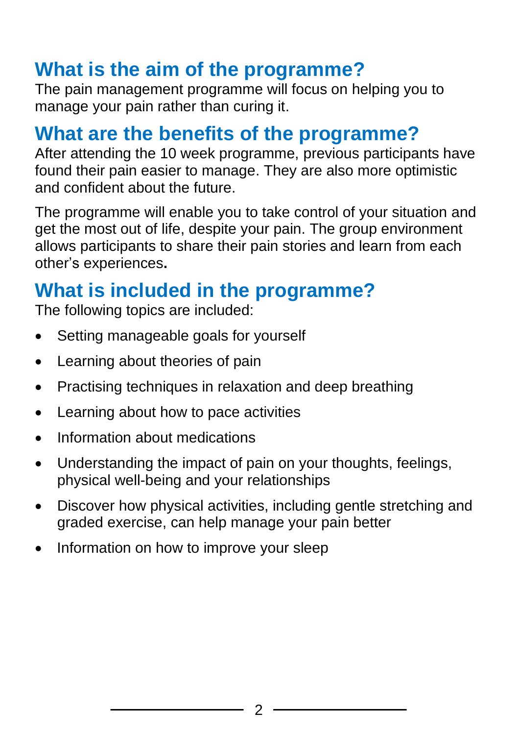## What is the aim of the programme?

The pain management programme will focus on helping you to manage your pain rather than curing it.

## What are the benefits of the programme?

After attending the 10 week programme, previous participants have found their pain easier to manage. They are also more optimistic and confident about the future.

The programme will enable you to take control of your situation and get the most out of life, despite your pain. The group environment allows participants to share their pain stories and learn from each other's experiences**.**

## What is included in the programme?

The following topics are included:

- Setting manageable goals for yourself
- Learning about theories of pain
- Practising techniques in relaxation and deep breathing
- Learning about how to pace activities
- Information about medications
- Understanding the impact of pain on your thoughts, feelings, physical well-being and your relationships
- Discover how physical activities, including gentle stretching and graded exercise, can help manage your pain better
- Information on how to improve your sleep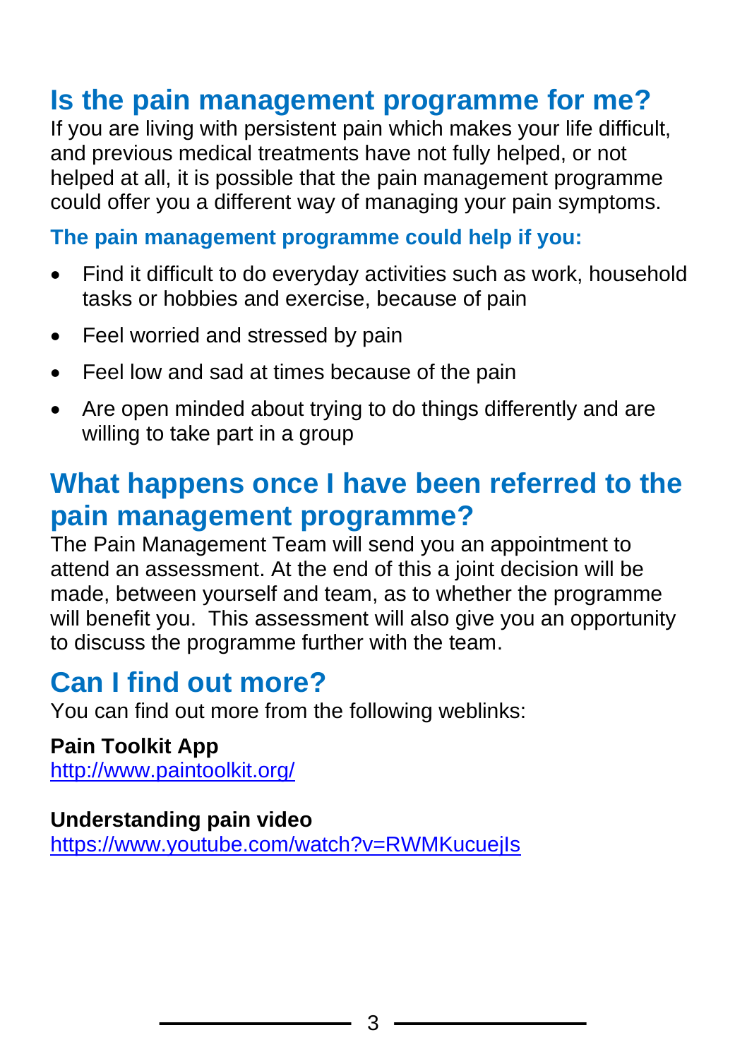## Is the pain management programme for me?

If you are living with persistent pain which makes your life difficult, and previous medical treatments have not fully helped, or not helped at all, it is possible that the pain management programme could offer you a different way of managing your pain symptoms.

### The pain management programme could help if you:

- Find it difficult to do everyday activities such as work, household tasks or hobbies and exercise, because of pain
- Feel worried and stressed by pain
- Feel low and sad at times because of the pain
- Are open minded about trying to do things differently and are willing to take part in a group

## What happens once I have been referred to the pain management programme?

The Pain Management Team will send you an appointment to attend an assessment. At the end of this a joint decision will be made, between yourself and team, as to whether the programme will benefit you.  This assessment will also give you an opportunity to discuss the programme further with the team.

## Can I find out more?

You can find out more from the following weblinks:

**Pain Toolkit App**
http://www.paintoolkit.org/

**Understanding pain video**
https://www.youtube.com/watch?v=RWMKucuejIs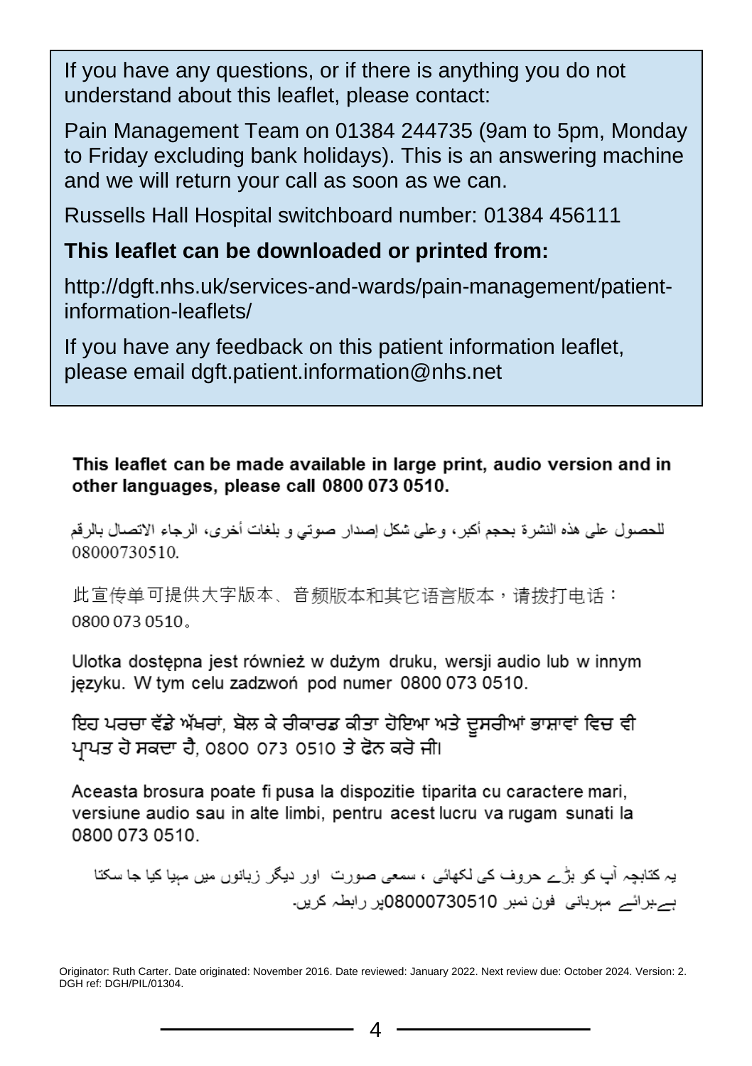If you have any questions, or if there is anything you do not understand about this leaflet, please contact:

Pain Management Team on 01384 244735 (9am to 5pm, Monday to Friday excluding bank holidays). This is an answering machine and we will return your call as soon as we can.

Russells Hall Hospital switchboard number: 01384 456111

**This leaflet can be downloaded or printed from:**

http://dgft.nhs.uk/services-and-wards/pain-management/patient-information-leaflets/

If you have any feedback on this patient information leaflet, please email dgft.patient.information@nhs.net

**This leaflet can be made available in large print, audio version and in other languages, please call 0800 073 0510.**

للحصول على هذه النشرة بحجم أكبر، وعلى شكل إصدار صوتي و بلغات أخرى، الرجاء الاتصال بالرقم 08000730510.

此宣传单可提供大字版本、音频版本和其它语言版本，请拨打电话：0800 073 0510。

Ulotka dostępna jest również w dużym druku, wersji audio lub w innym języku. W tym celu zadzwoń pod numer 0800 073 0510.

ਇਹ ਪਰਚਾ ਵੱਡੇ ਅੱਖਰਾਂ, ਬੋਲ ਕੇ ਰੀਕਾਰਡ ਕੀਤਾ ਹੋਇਆ ਅਤੇ ਦੂਸਰੀਆਂ ਭਾਸ਼ਾਵਾਂ ਵਿਚ ਵੀ ਪ੍ਰਾਪਤ ਹੋ ਸਕਦਾ ਹੈ, 0800 073 0510 ਤੇ ਫੋਨ ਕਰੋ ਜੀ।

Aceasta brosura poate fi pusa la dispozitie tiparita cu caractere mari, versiune audio sau in alte limbi, pentru acest lucru va rugam sunati la 0800 073 0510.

یہ کتابچہ آپ کو بڑے حروف کی لکھائی ، سمعی صورت اور دیگر زبانوں میں مہیا کیا جا سکتا ہے۔برائے مہربانی فون نمبر 08000730510پر رابطہ کریں۔

Originator: Ruth Carter. Date originated: November 2016. Date reviewed: January 2022. Next review due: October 2024. Version: 2. DGH ref: DGH/PIL/01304.